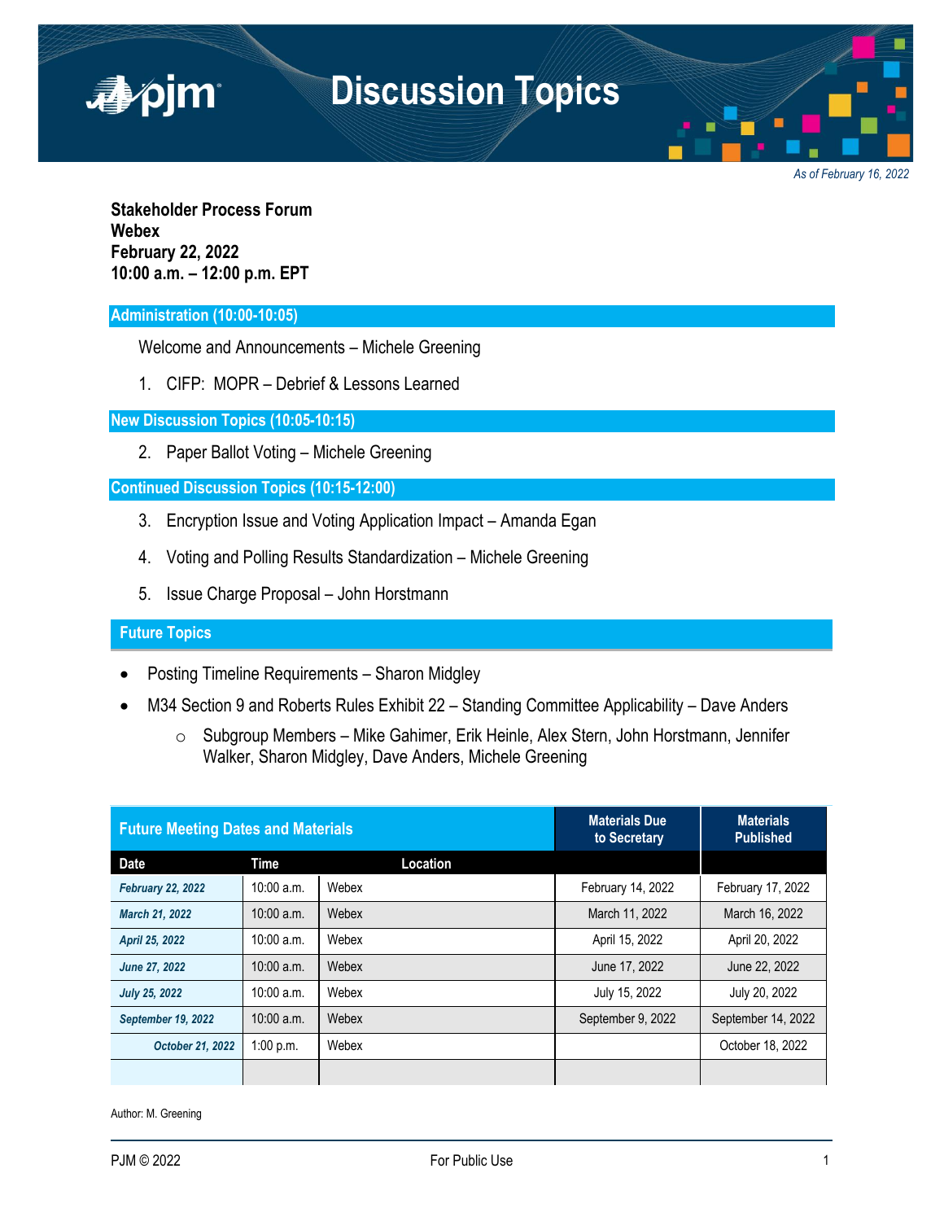# Discussion Topics

*As of February 16, 2022*

**Stakeholder Process Forum**
**Webex**
**February 22, 2022**
**10:00 a.m. – 12:00 p.m. EPT**

## Administration (10:00-10:05)

Welcome and Announcements – Michele Greening

1. CIFP: MOPR – Debrief & Lessons Learned

## New Discussion Topics (10:05-10:15)

2. Paper Ballot Voting – Michele Greening

## Continued Discussion Topics (10:15-12:00)

3. Encryption Issue and Voting Application Impact – Amanda Egan
4. Voting and Polling Results Standardization – Michele Greening
5. Issue Charge Proposal – John Horstmann

## Future Topics

- Posting Timeline Requirements – Sharon Midgley
- M34 Section 9 and Roberts Rules Exhibit 22 – Standing Committee Applicability – Dave Anders
  - Subgroup Members – Mike Gahimer, Erik Heinle, Alex Stern, John Horstmann, Jennifer Walker, Sharon Midgley, Dave Anders, Michele Greening

| Future Meeting Dates and Materials | | | Materials Due to Secretary | Materials Published |
|---|---|---|---|---|
| **Date** | **Time** | **Location** | | |
| *February 22, 2022* | 10:00 a.m. | Webex | February 14, 2022 | February 17, 2022 |
| *March 21, 2022* | 10:00 a.m. | Webex | March 11, 2022 | March 16, 2022 |
| *April 25, 2022* | 10:00 a.m. | Webex | April 15, 2022 | April 20, 2022 |
| *June 27, 2022* | 10:00 a.m. | Webex | June 17, 2022 | June 22, 2022 |
| *July 25, 2022* | 10:00 a.m. | Webex | July 15, 2022 | July 20, 2022 |
| *September 19, 2022* | 10:00 a.m. | Webex | September 9, 2022 | September 14, 2022 |
| *October 21, 2022* | 1:00 p.m. | Webex | | October 18, 2022 |
| | | | | |

Author: M. Greening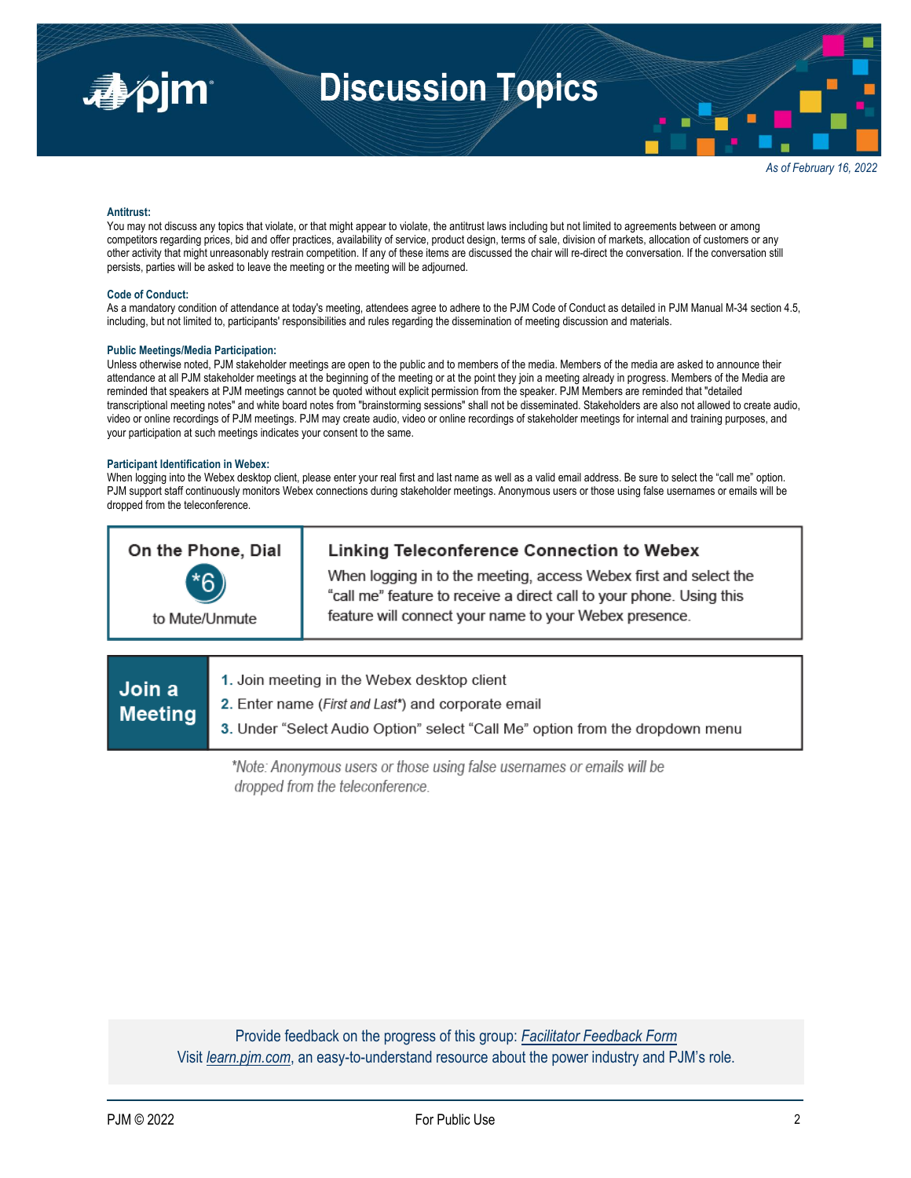# Discussion Topics

*As of February 16, 2022*

**Antitrust:**

You may not discuss any topics that violate, or that might appear to violate, the antitrust laws including but not limited to agreements between or among competitors regarding prices, bid and offer practices, availability of service, product design, terms of sale, division of markets, allocation of customers or any other activity that might unreasonably restrain competition. If any of these items are discussed the chair will re-direct the conversation. If the conversation still persists, parties will be asked to leave the meeting or the meeting will be adjourned.

**Code of Conduct:**

As a mandatory condition of attendance at today's meeting, attendees agree to adhere to the PJM Code of Conduct as detailed in PJM Manual M-34 section 4.5, including, but not limited to, participants' responsibilities and rules regarding the dissemination of meeting discussion and materials.

**Public Meetings/Media Participation:**

Unless otherwise noted, PJM stakeholder meetings are open to the public and to members of the media. Members of the media are asked to announce their attendance at all PJM stakeholder meetings at the beginning of the meeting or at the point they join a meeting already in progress. Members of the Media are reminded that speakers at PJM meetings cannot be quoted without explicit permission from the speaker. PJM Members are reminded that "detailed transcriptional meeting notes" and white board notes from "brainstorming sessions" shall not be disseminated. Stakeholders are also not allowed to create audio, video or online recordings of PJM meetings. PJM may create audio, video or online recordings of stakeholder meetings for internal and training purposes, and your participation at such meetings indicates your consent to the same.

**Participant Identification in Webex:**

When logging into the Webex desktop client, please enter your real first and last name as well as a valid email address. Be sure to select the "call me" option. PJM support staff continuously monitors Webex connections during stakeholder meetings. Anonymous users or those using false usernames or emails will be dropped from the teleconference.

**On the Phone, Dial *6 to Mute/Unmute**

**Linking Teleconference Connection to Webex**

When logging in to the meeting, access Webex first and select the "call me" feature to receive a direct call to your phone. Using this feature will connect your name to your Webex presence.

**Join a Meeting**

1. Join meeting in the Webex desktop client
2. Enter name (*First and Last\**) and corporate email
3. Under "Select Audio Option" select "Call Me" option from the dropdown menu

*\*Note: Anonymous users or those using false usernames or emails will be dropped from the teleconference.*

Provide feedback on the progress of this group: *Facilitator Feedback Form*

Visit *learn.pjm.com*, an easy-to-understand resource about the power industry and PJM's role.